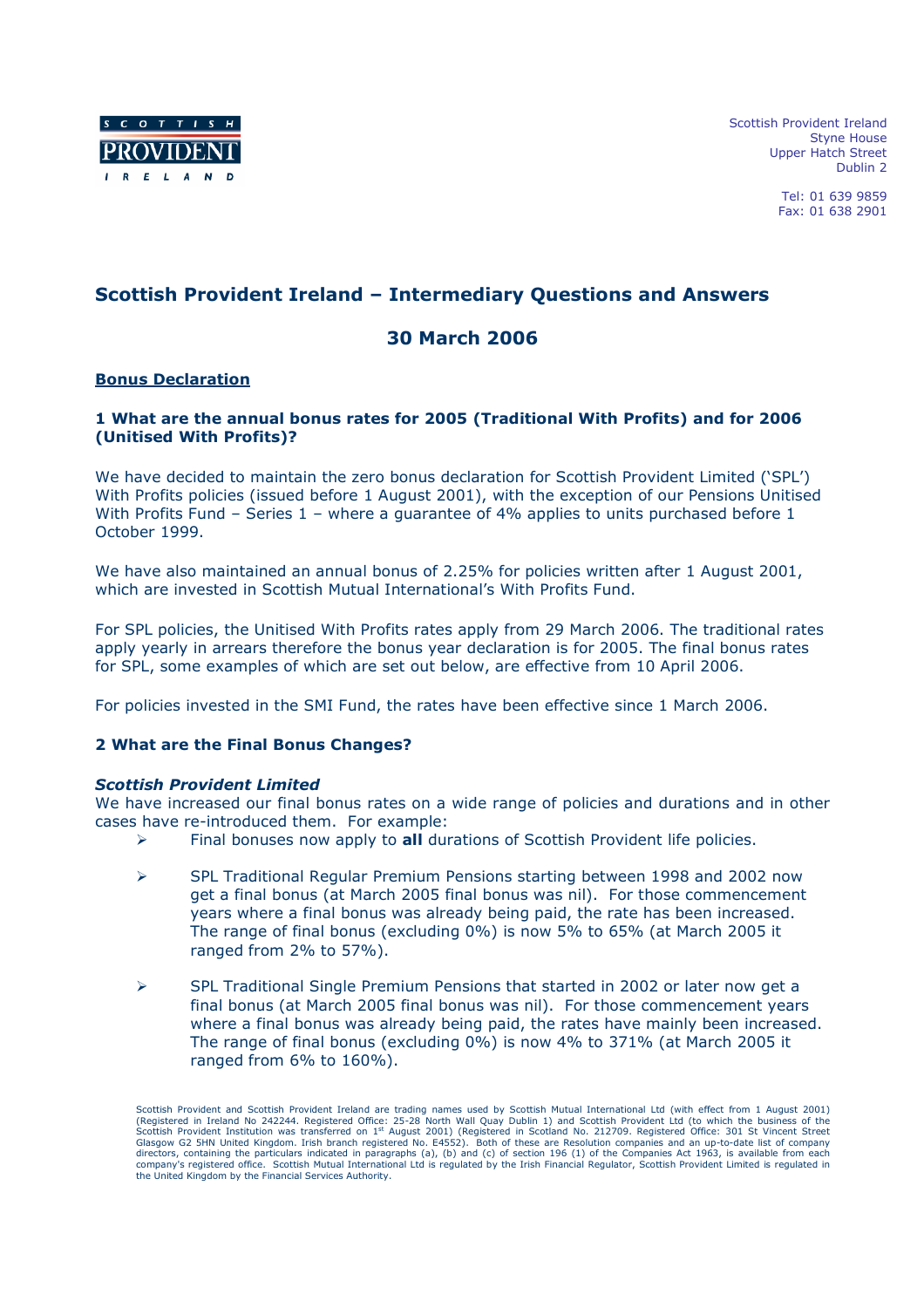SCOTTISH PROVIDENT IRELAND

Scottish Provident Ireland
Styne House
Upper Hatch Street
Dublin 2

Tel: 01 639 9859
Fax: 01 638 2901

# Scottish Provident Ireland – Intermediary Questions and Answers

## 30 March 2006

### Bonus Declaration

#### 1 What are the annual bonus rates for 2005 (Traditional With Profits) and for 2006 (Unitised With Profits)?

We have decided to maintain the zero bonus declaration for Scottish Provident Limited ('SPL') With Profits policies (issued before 1 August 2001), with the exception of our Pensions Unitised With Profits Fund – Series 1 – where a guarantee of 4% applies to units purchased before 1 October 1999.

We have also maintained an annual bonus of 2.25% for policies written after 1 August 2001, which are invested in Scottish Mutual International's With Profits Fund.

For SPL policies, the Unitised With Profits rates apply from 29 March 2006. The traditional rates apply yearly in arrears therefore the bonus year declaration is for 2005. The final bonus rates for SPL, some examples of which are set out below, are effective from 10 April 2006.

For policies invested in the SMI Fund, the rates have been effective since 1 March 2006.

#### 2 What are the Final Bonus Changes?

***Scottish Provident Limited***

We have increased our final bonus rates on a wide range of policies and durations and in other cases have re-introduced them. For example:

- Final bonuses now apply to **all** durations of Scottish Provident life policies.
- SPL Traditional Regular Premium Pensions starting between 1998 and 2002 now get a final bonus (at March 2005 final bonus was nil). For those commencement years where a final bonus was already being paid, the rate has been increased. The range of final bonus (excluding 0%) is now 5% to 65% (at March 2005 it ranged from 2% to 57%).
- SPL Traditional Single Premium Pensions that started in 2002 or later now get a final bonus (at March 2005 final bonus was nil). For those commencement years where a final bonus was already being paid, the rates have mainly been increased. The range of final bonus (excluding 0%) is now 4% to 371% (at March 2005 it ranged from 6% to 160%).

Scottish Provident and Scottish Provident Ireland are trading names used by Scottish Mutual International Ltd (with effect from 1 August 2001) (Registered in Ireland No 242244. Registered Office: 25-28 North Wall Quay Dublin 1) and Scottish Provident Ltd (to which the business of the Scottish Provident Institution was transferred on 1st August 2001) (Registered in Scotland No. 212709. Registered Office: 301 St Vincent Street Glasgow G2 5HN United Kingdom. Irish branch registered No. E4552). Both of these are Resolution companies and an up-to-date list of company directors, containing the particulars indicated in paragraphs (a), (b) and (c) of section 196 (1) of the Companies Act 1963, is available from each company's registered office. Scottish Mutual International Ltd is regulated by the Irish Financial Regulator, Scottish Provident Limited is regulated in the United Kingdom by the Financial Services Authority.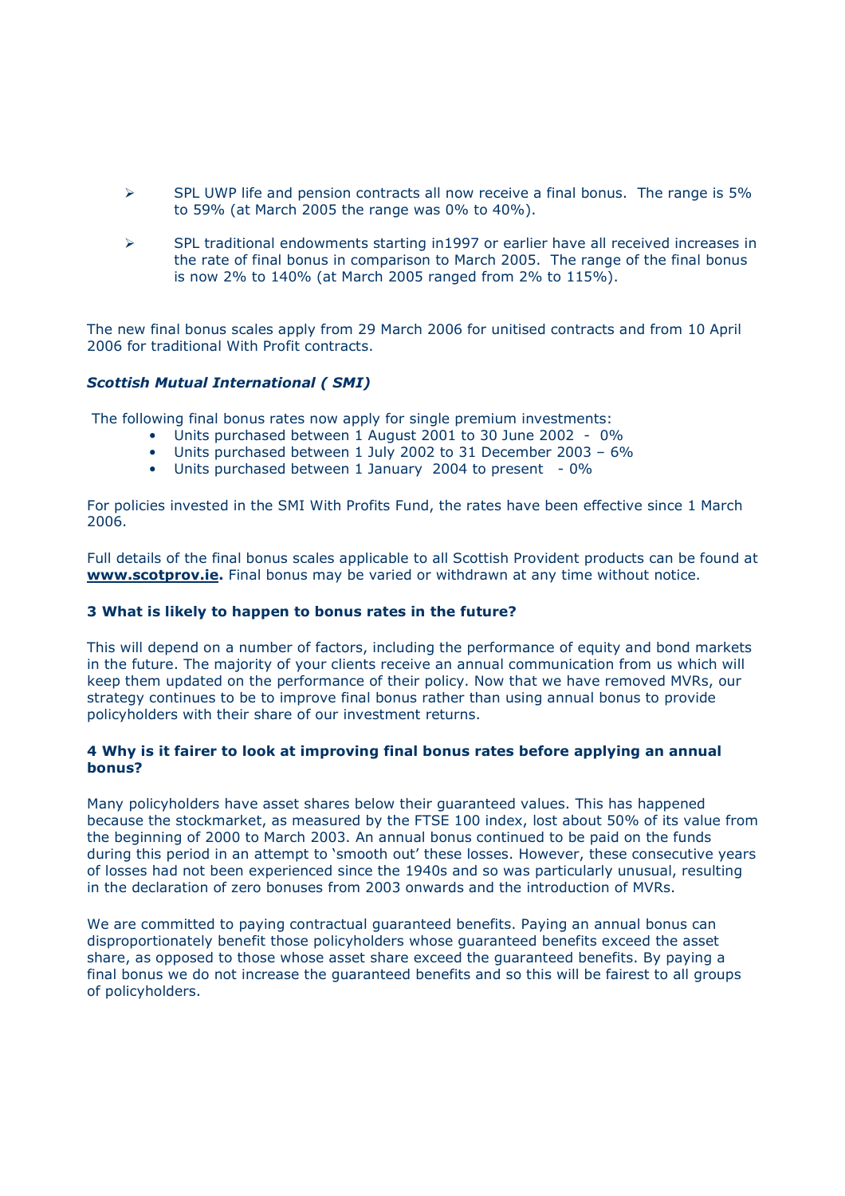- SPL UWP life and pension contracts all now receive a final bonus.  The range is 5% to 59% (at March 2005 the range was 0% to 40%).
- SPL traditional endowments starting in1997 or earlier have all received increases in the rate of final bonus in comparison to March 2005.  The range of the final bonus is now 2% to 140% (at March 2005 ranged from 2% to 115%).

The new final bonus scales apply from 29 March 2006 for unitised contracts and from 10 April 2006 for traditional With Profit contracts.

***Scottish Mutual International ( SMI)***

The following final bonus rates now apply for single premium investments:

- Units purchased between 1 August 2001 to 30 June 2002  -  0%
- Units purchased between 1 July 2002 to 31 December 2003 – 6%
- Units purchased between 1 January  2004 to present   - 0%

For policies invested in the SMI With Profits Fund, the rates have been effective since 1 March 2006.

Full details of the final bonus scales applicable to all Scottish Provident products can be found at **www.scotprov.ie**. Final bonus may be varied or withdrawn at any time without notice.

**3 What is likely to happen to bonus rates in the future?**

This will depend on a number of factors, including the performance of equity and bond markets in the future. The majority of your clients receive an annual communication from us which will keep them updated on the performance of their policy. Now that we have removed MVRs, our strategy continues to be to improve final bonus rather than using annual bonus to provide policyholders with their share of our investment returns.

**4 Why is it fairer to look at improving final bonus rates before applying an annual bonus?**

Many policyholders have asset shares below their guaranteed values. This has happened because the stockmarket, as measured by the FTSE 100 index, lost about 50% of its value from the beginning of 2000 to March 2003. An annual bonus continued to be paid on the funds during this period in an attempt to 'smooth out' these losses. However, these consecutive years of losses had not been experienced since the 1940s and so was particularly unusual, resulting in the declaration of zero bonuses from 2003 onwards and the introduction of MVRs.

We are committed to paying contractual guaranteed benefits. Paying an annual bonus can disproportionately benefit those policyholders whose guaranteed benefits exceed the asset share, as opposed to those whose asset share exceed the guaranteed benefits. By paying a final bonus we do not increase the guaranteed benefits and so this will be fairest to all groups of policyholders.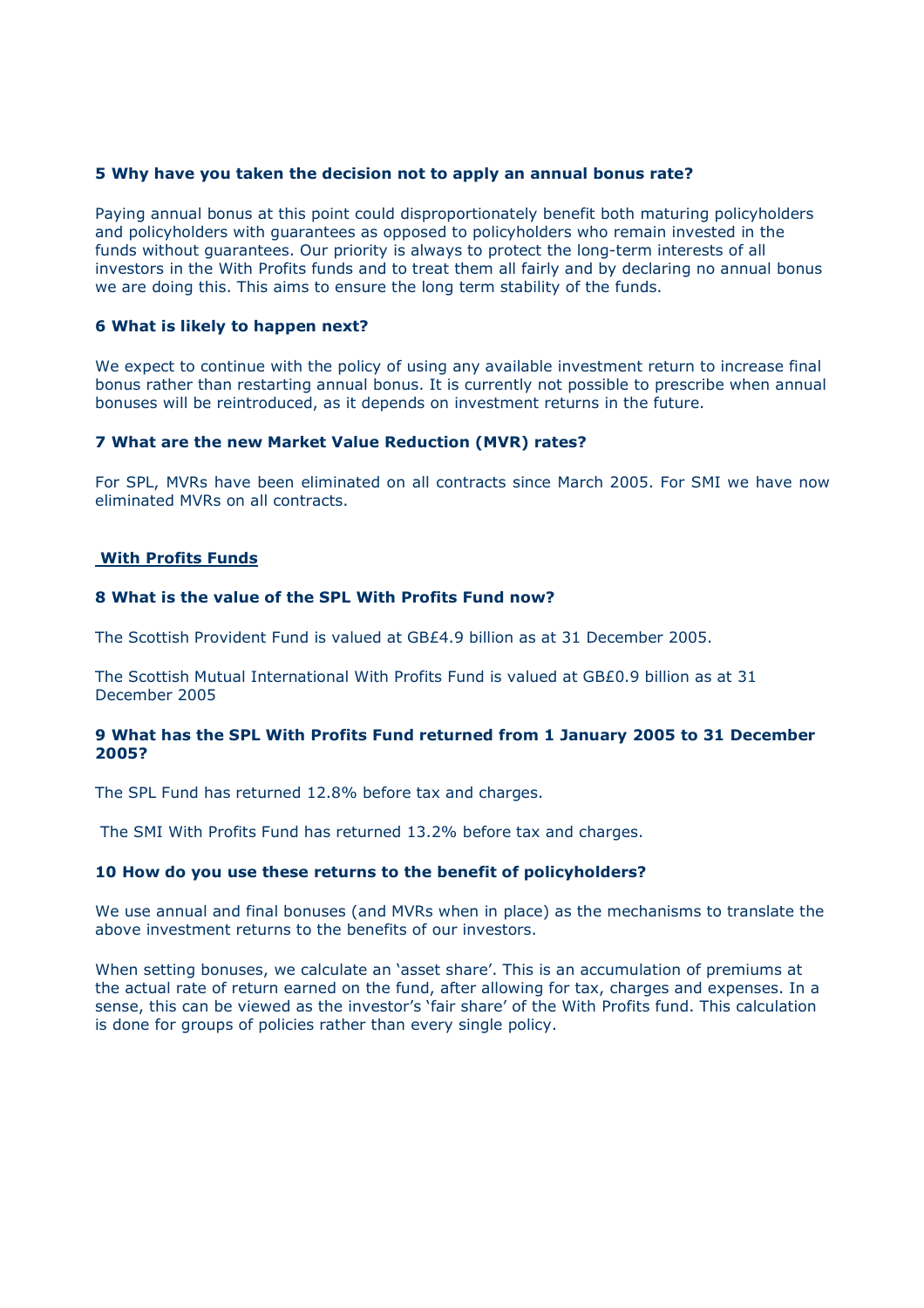**5 Why have you taken the decision not to apply an annual bonus rate?**

Paying annual bonus at this point could disproportionately benefit both maturing policyholders and policyholders with guarantees as opposed to policyholders who remain invested in the funds without guarantees. Our priority is always to protect the long-term interests of all investors in the With Profits funds and to treat them all fairly and by declaring no annual bonus we are doing this. This aims to ensure the long term stability of the funds.

**6 What is likely to happen next?**

We expect to continue with the policy of using any available investment return to increase final bonus rather than restarting annual bonus. It is currently not possible to prescribe when annual bonuses will be reintroduced, as it depends on investment returns in the future.

**7 What are the new Market Value Reduction (MVR) rates?**

For SPL, MVRs have been eliminated on all contracts since March 2005. For SMI we have now eliminated MVRs on all contracts.

## With Profits Funds

**8 What is the value of the SPL With Profits Fund now?**

The Scottish Provident Fund is valued at GB£4.9 billion as at 31 December 2005.

The Scottish Mutual International With Profits Fund is valued at GB£0.9 billion as at 31 December 2005

**9 What has the SPL With Profits Fund returned from 1 January 2005 to 31 December 2005?**

The SPL Fund has returned 12.8% before tax and charges.

The SMI With Profits Fund has returned 13.2% before tax and charges.

**10 How do you use these returns to the benefit of policyholders?**

We use annual and final bonuses (and MVRs when in place) as the mechanisms to translate the above investment returns to the benefits of our investors.

When setting bonuses, we calculate an 'asset share'. This is an accumulation of premiums at the actual rate of return earned on the fund, after allowing for tax, charges and expenses. In a sense, this can be viewed as the investor's 'fair share' of the With Profits fund. This calculation is done for groups of policies rather than every single policy.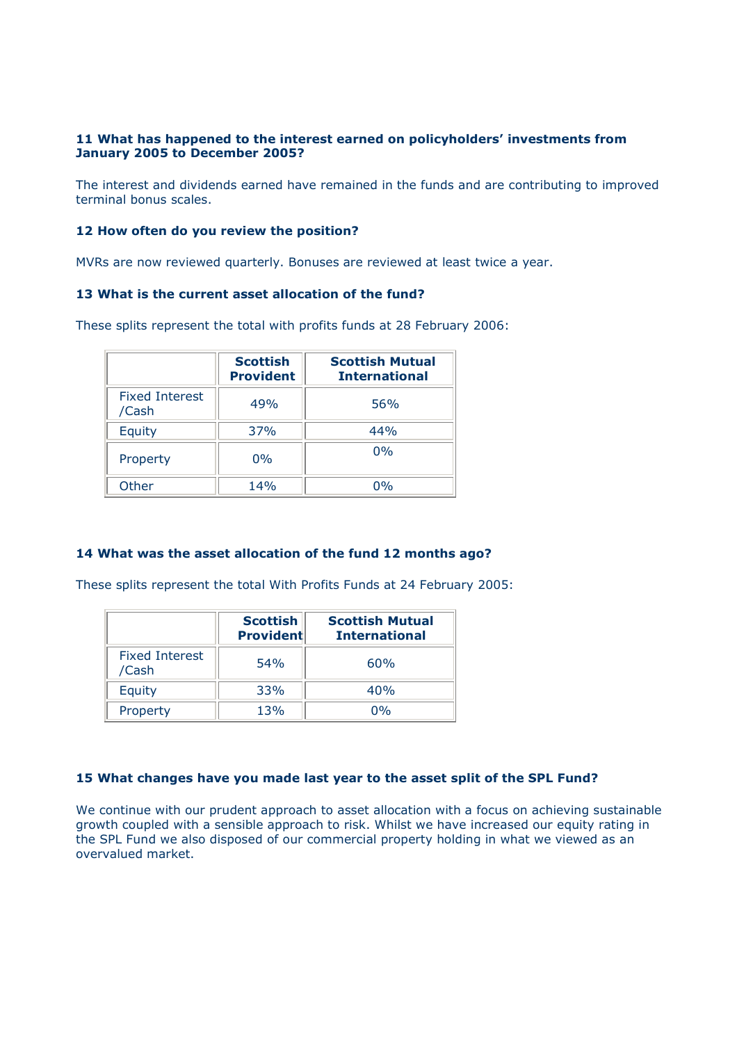**11 What has happened to the interest earned on policyholders' investments from January 2005 to December 2005?**

The interest and dividends earned have remained in the funds and are contributing to improved terminal bonus scales.

**12 How often do you review the position?**

MVRs are now reviewed quarterly. Bonuses are reviewed at least twice a year.

**13 What is the current asset allocation of the fund?**

These splits represent the total with profits funds at 28 February 2006:

| | Scottish Provident | Scottish Mutual International |
|---|---|---|
| Fixed Interest /Cash | 49% | 56% |
| Equity | 37% | 44% |
| Property | 0% | 0% |
| Other | 14% | 0% |

**14 What was the asset allocation of the fund 12 months ago?**

These splits represent the total With Profits Funds at 24 February 2005:

| | Scottish Provident | Scottish Mutual International |
|---|---|---|
| Fixed Interest /Cash | 54% | 60% |
| Equity | 33% | 40% |
| Property | 13% | 0% |

**15 What changes have you made last year to the asset split of the SPL Fund?**

We continue with our prudent approach to asset allocation with a focus on achieving sustainable growth coupled with a sensible approach to risk. Whilst we have increased our equity rating in the SPL Fund we also disposed of our commercial property holding in what we viewed as an overvalued market.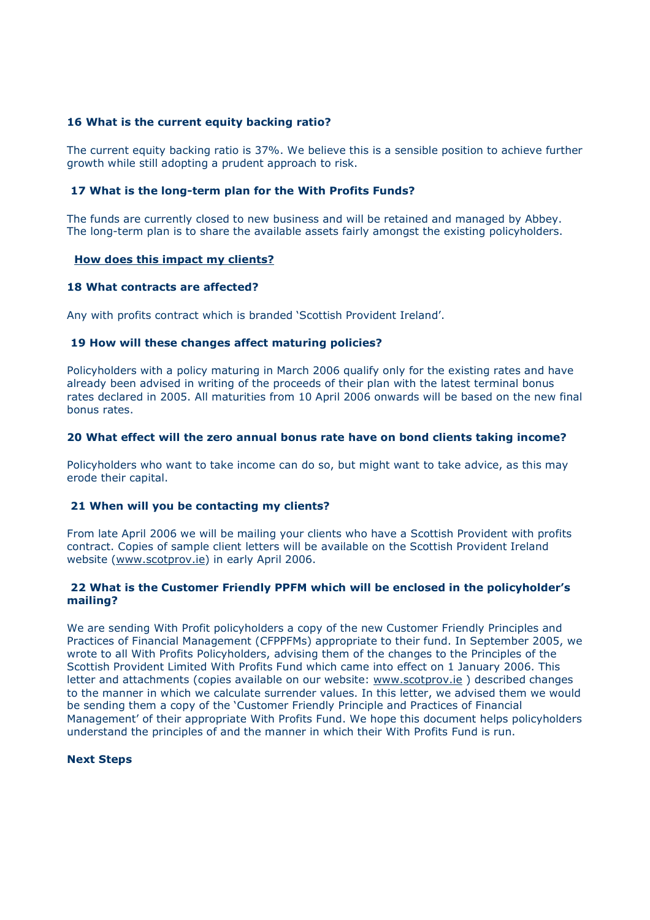**16 What is the current equity backing ratio?**

The current equity backing ratio is 37%. We believe this is a sensible position to achieve further growth while still adopting a prudent approach to risk.

**17 What is the long-term plan for the With Profits Funds?**

The funds are currently closed to new business and will be retained and managed by Abbey. The long-term plan is to share the available assets fairly amongst the existing policyholders.

**How does this impact my clients?**

**18 What contracts are affected?**

Any with profits contract which is branded 'Scottish Provident Ireland'.

**19 How will these changes affect maturing policies?**

Policyholders with a policy maturing in March 2006 qualify only for the existing rates and have already been advised in writing of the proceeds of their plan with the latest terminal bonus rates declared in 2005. All maturities from 10 April 2006 onwards will be based on the new final bonus rates.

**20 What effect will the zero annual bonus rate have on bond clients taking income?**

Policyholders who want to take income can do so, but might want to take advice, as this may erode their capital.

**21 When will you be contacting my clients?**

From late April 2006 we will be mailing your clients who have a Scottish Provident with profits contract. Copies of sample client letters will be available on the Scottish Provident Ireland website (www.scotprov.ie) in early April 2006.

**22 What is the Customer Friendly PPFM which will be enclosed in the policyholder's mailing?**

We are sending With Profit policyholders a copy of the new Customer Friendly Principles and Practices of Financial Management (CFPPFMs) appropriate to their fund. In September 2005, we wrote to all With Profits Policyholders, advising them of the changes to the Principles of the Scottish Provident Limited With Profits Fund which came into effect on 1 January 2006. This letter and attachments (copies available on our website: www.scotprov.ie ) described changes to the manner in which we calculate surrender values. In this letter, we advised them we would be sending them a copy of the 'Customer Friendly Principle and Practices of Financial Management' of their appropriate With Profits Fund. We hope this document helps policyholders understand the principles of and the manner in which their With Profits Fund is run.

**Next Steps**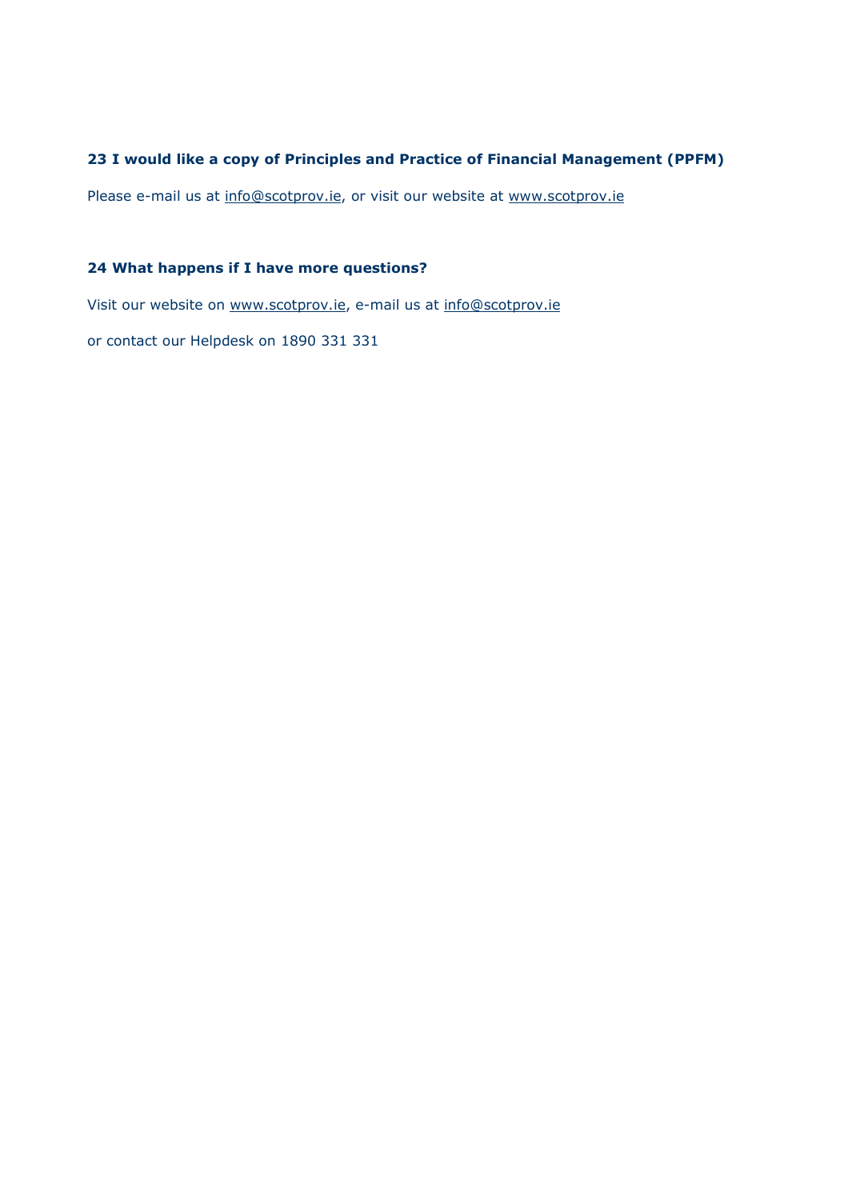### 23 I would like a copy of Principles and Practice of Financial Management (PPFM)

Please e-mail us at info@scotprov.ie, or visit our website at www.scotprov.ie

### 24 What happens if I have more questions?

Visit our website on www.scotprov.ie, e-mail us at info@scotprov.ie

or contact our Helpdesk on 1890 331 331